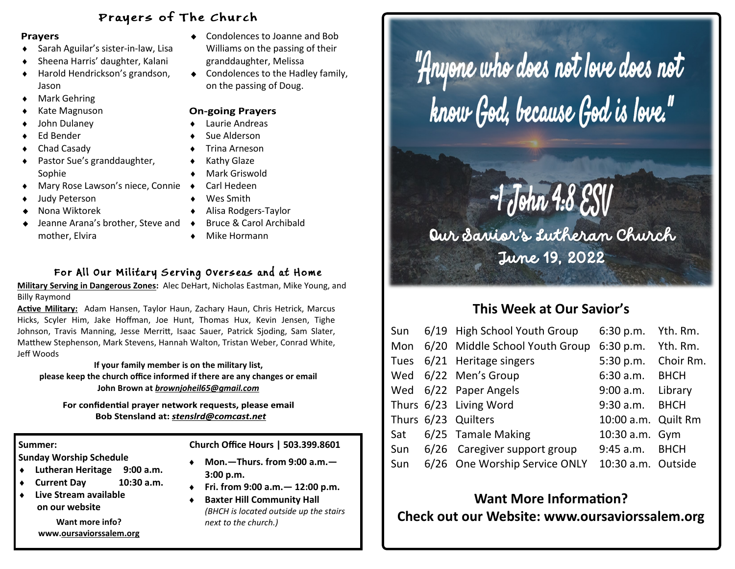# Prayers of The Church

**Prayers**

- Sarah Aguilar's sister-in-law, Lisa
- Sheena Harris' daughter, Kalani
- Harold Hendrickson's grandson, Jason
- Mark Gehring
- Kate Magnuson
- John Dulaney
- Ed Bender
- Chad Casady
- Pastor Sue's granddaughter, Sophie
- Mary Rose Lawson's niece, Connie
- Judy Peterson
- Nona Wiktorek
- Jeanne Arana's brother, Steve and mother, Elvira
- Condolences to Joanne and Bob Williams on the passing of their granddaughter, Melissa
- Condolences to the Hadley family, on the passing of Doug.

**On-going Prayers**

- Laurie Andreas
- Sue Alderson
- Trina Arneson
- Kathy Glaze
- Mark Griswold
- Carl Hedeen
- Wes Smith
- Alisa Rodgers-Taylor
- Bruce & Carol Archibald
- Mike Hormann

## For All Our Military Serving Overseas and at Home

**Military Serving in Dangerous Zones:** Alec DeHart, Nicholas Eastman, Mike Young, and Billy Raymond

**Active Military:** Adam Hansen, Taylor Haun, Zachary Haun, Chris Hetrick, Marcus Hicks, Scyler Him, Jake Hoffman, Joe Hunt, Thomas Hux, Kevin Jensen, Tighe Johnson, Travis Manning, Jesse Merritt, Isaac Sauer, Patrick Sjoding, Sam Slater, Matthew Stephenson, Mark Stevens, Hannah Walton, Tristan Weber, Conrad White, Jeff Woods

**If your family member is on the military list, please keep the church office informed if there are any changes or email John Brown at *brownjoheil65@gmail.com***

**For confidential prayer network requests, please email Bob Stensland at: *stenslrd@comcast.net***

**Summer:**
**Sunday Worship Schedule**

- **Lutheran Heritage 9:00 a.m.**
- **Current Day 10:30 a.m.**
- **Live Stream available on our website**

**Want more info?**
**www.oursaviorssalem.org**

**Church Office Hours | 503.399.8601**

- **Mon.—Thurs. from 9:00 a.m.—3:00 p.m.**
- **Fri. from 9:00 a.m.— 12:00 p.m.**
- **Baxter Hill Community Hall** *(BHCH is located outside up the stairs next to the church.)*

"Anyone who does not love does not know God, because God is love."

~1 John 4:8 ESV

# Our Savior's Lutheran Church

June 19, 2022

## This Week at Our Savior's

| | | | | |
|---|---|---|---|---|
| Sun | 6/19 | High School Youth Group | 6:30 p.m. | Yth. Rm. |
| Mon | 6/20 | Middle School Youth Group | 6:30 p.m. | Yth. Rm. |
| Tues | 6/21 | Heritage singers | 5:30 p.m. | Choir Rm. |
| Wed | 6/22 | Men's Group | 6:30 a.m. | BHCH |
| Wed | 6/22 | Paper Angels | 9:00 a.m. | Library |
| Thurs | 6/23 | Living Word | 9:30 a.m. | BHCH |
| Thurs | 6/23 | Quilters | 10:00 a.m. | Quilt Rm |
| Sat | 6/25 | Tamale Making | 10:30 a.m. | Gym |
| Sun | 6/26 | Caregiver support group | 9:45 a.m. | BHCH |
| Sun | 6/26 | One Worship Service ONLY | 10:30 a.m. | Outside |

## Want More Information?
## Check out our Website: www.oursaviorssalem.org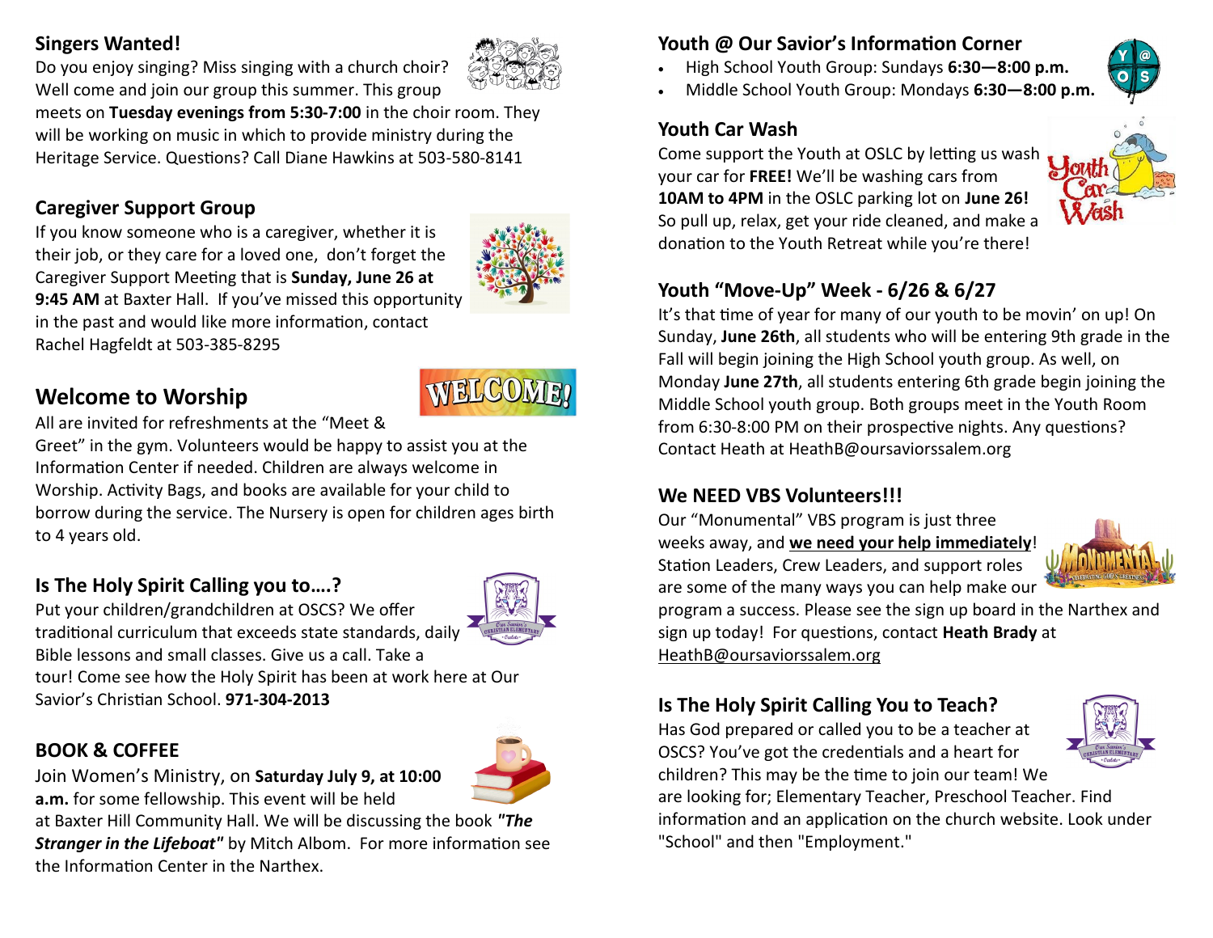## Singers Wanted!

Do you enjoy singing? Miss singing with a church choir? Well come and join our group this summer. This group meets on **Tuesday evenings from 5:30-7:00** in the choir room. They will be working on music in which to provide ministry during the Heritage Service. Questions? Call Diane Hawkins at 503-580-8141

## Caregiver Support Group

If you know someone who is a caregiver, whether it is their job, or they care for a loved one, don't forget the Caregiver Support Meeting that is **Sunday, June 26 at 9:45 AM** at Baxter Hall. If you've missed this opportunity in the past and would like more information, contact Rachel Hagfeldt at 503-385-8295

## Welcome to Worship

All are invited for refreshments at the "Meet & Greet" in the gym. Volunteers would be happy to assist you at the Information Center if needed. Children are always welcome in Worship. Activity Bags, and books are available for your child to borrow during the service. The Nursery is open for children ages birth to 4 years old.

## Is The Holy Spirit Calling you to....?

Put your children/grandchildren at OSCS? We offer traditional curriculum that exceeds state standards, daily Bible lessons and small classes. Give us a call. Take a tour! Come see how the Holy Spirit has been at work here at Our Savior's Christian School. **971-304-2013**

## BOOK & COFFEE

Join Women's Ministry, on **Saturday July 9, at 10:00 a.m.** for some fellowship. This event will be held at Baxter Hill Community Hall. We will be discussing the book ***"The Stranger in the Lifeboat"*** by Mitch Albom. For more information see the Information Center in the Narthex.

## Youth @ Our Savior's Information Corner

- High School Youth Group: Sundays **6:30—8:00 p.m.**
- Middle School Youth Group: Mondays **6:30—8:00 p.m.**

## Youth Car Wash

Come support the Youth at OSLC by letting us wash your car for **FREE!** We'll be washing cars from **10AM to 4PM** in the OSLC parking lot on **June 26!** So pull up, relax, get your ride cleaned, and make a donation to the Youth Retreat while you're there!

## Youth "Move-Up" Week - 6/26 & 6/27

It's that time of year for many of our youth to be movin' on up! On Sunday, **June 26th**, all students who will be entering 9th grade in the Fall will begin joining the High School youth group. As well, on Monday **June 27th**, all students entering 6th grade begin joining the Middle School youth group. Both groups meet in the Youth Room from 6:30-8:00 PM on their prospective nights. Any questions? Contact Heath at HeathB@oursaviorssalem.org

## We NEED VBS Volunteers!!!

Our "Monumental" VBS program is just three weeks away, and **we need your help immediately**! Station Leaders, Crew Leaders, and support roles are some of the many ways you can help make our program a success. Please see the sign up board in the Narthex and sign up today! For questions, contact **Heath Brady** at HeathB@oursaviorssalem.org

## Is The Holy Spirit Calling You to Teach?

Has God prepared or called you to be a teacher at OSCS? You've got the credentials and a heart for children? This may be the time to join our team! We are looking for; Elementary Teacher, Preschool Teacher. Find information and an application on the church website. Look under "School" and then "Employment."